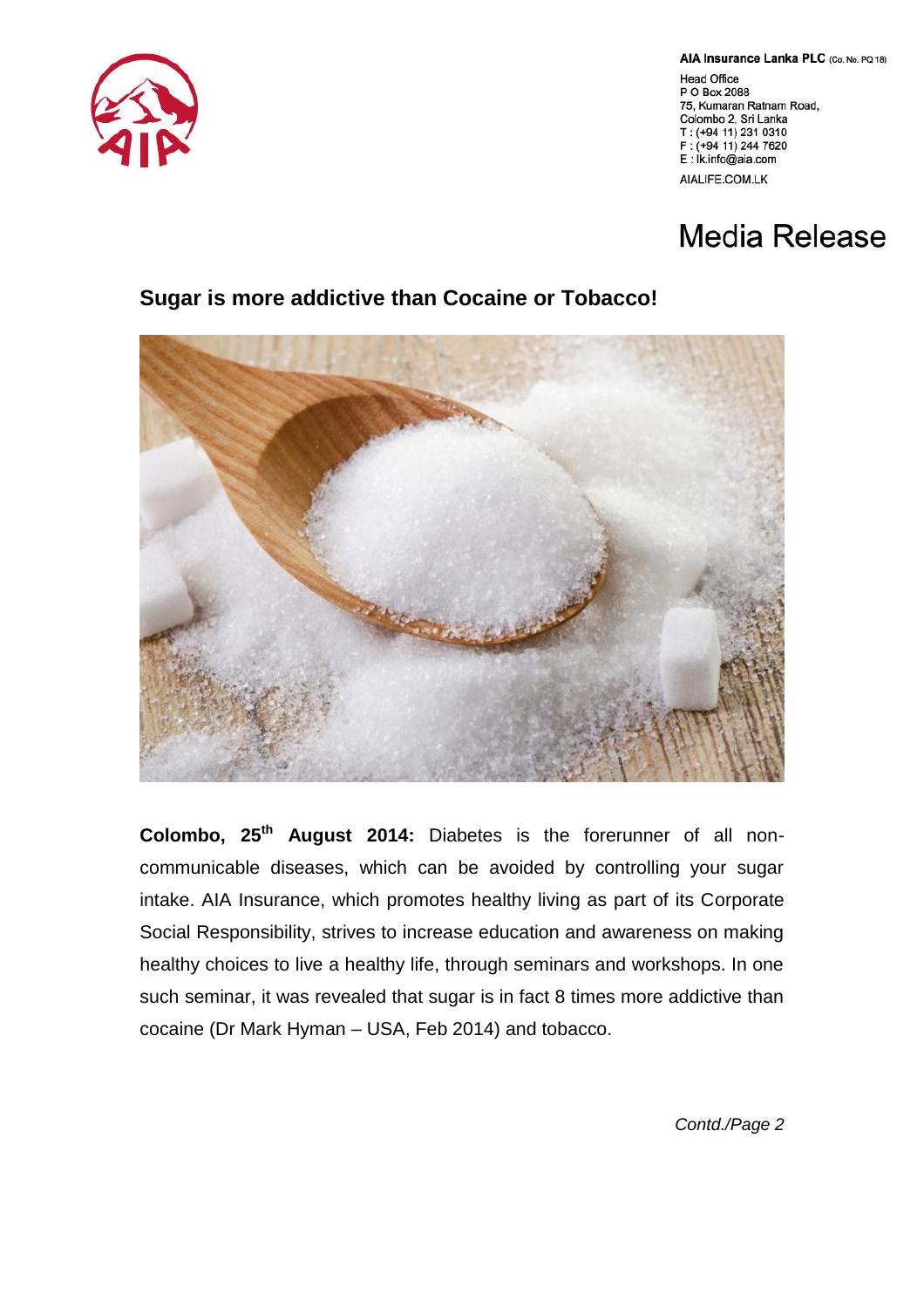AIA Insurance Lanka PLC (Co. No. PQ 18)

Head Office
P O Box 2088
75, Kumaran Ratnam Road,
Colombo 2, Sri Lanka
T : (+94 11) 231 0310
F : (+94 11) 244 7620
E : lk.info@aia.com

AIALIFE.COM.LK

# Media Release

## Sugar is more addictive than Cocaine or Tobacco!

**Colombo, 25th August 2014:** Diabetes is the forerunner of all non-communicable diseases, which can be avoided by controlling your sugar intake. AIA Insurance, which promotes healthy living as part of its Corporate Social Responsibility, strives to increase education and awareness on making healthy choices to live a healthy life, through seminars and workshops. In one such seminar, it was revealed that sugar is in fact 8 times more addictive than cocaine (Dr Mark Hyman – USA, Feb 2014) and tobacco.

*Contd./Page 2*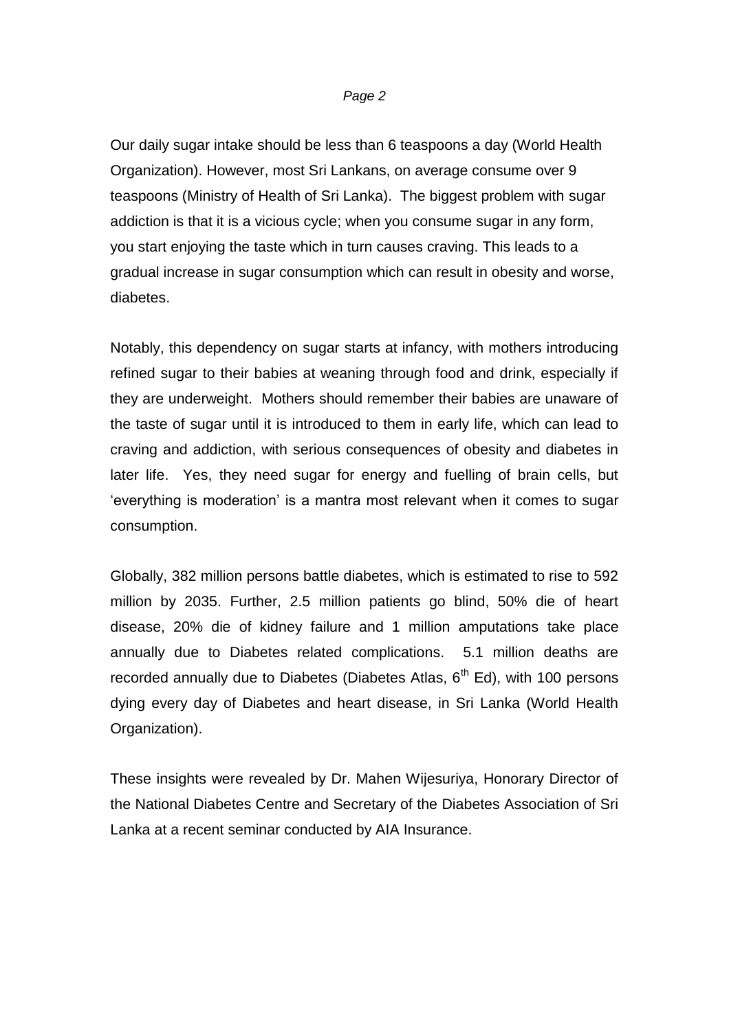Our daily sugar intake should be less than 6 teaspoons a day (World Health Organization). However, most Sri Lankans, on average consume over 9 teaspoons (Ministry of Health of Sri Lanka). The biggest problem with sugar addiction is that it is a vicious cycle; when you consume sugar in any form, you start enjoying the taste which in turn causes craving. This leads to a gradual increase in sugar consumption which can result in obesity and worse, diabetes.

Notably, this dependency on sugar starts at infancy, with mothers introducing refined sugar to their babies at weaning through food and drink, especially if they are underweight. Mothers should remember their babies are unaware of the taste of sugar until it is introduced to them in early life, which can lead to craving and addiction, with serious consequences of obesity and diabetes in later life. Yes, they need sugar for energy and fuelling of brain cells, but 'everything is moderation' is a mantra most relevant when it comes to sugar consumption.

Globally, 382 million persons battle diabetes, which is estimated to rise to 592 million by 2035. Further, 2.5 million patients go blind, 50% die of heart disease, 20% die of kidney failure and 1 million amputations take place annually due to Diabetes related complications. 5.1 million deaths are recorded annually due to Diabetes (Diabetes Atlas, 6th Ed), with 100 persons dying every day of Diabetes and heart disease, in Sri Lanka (World Health Organization).

These insights were revealed by Dr. Mahen Wijesuriya, Honorary Director of the National Diabetes Centre and Secretary of the Diabetes Association of Sri Lanka at a recent seminar conducted by AIA Insurance.